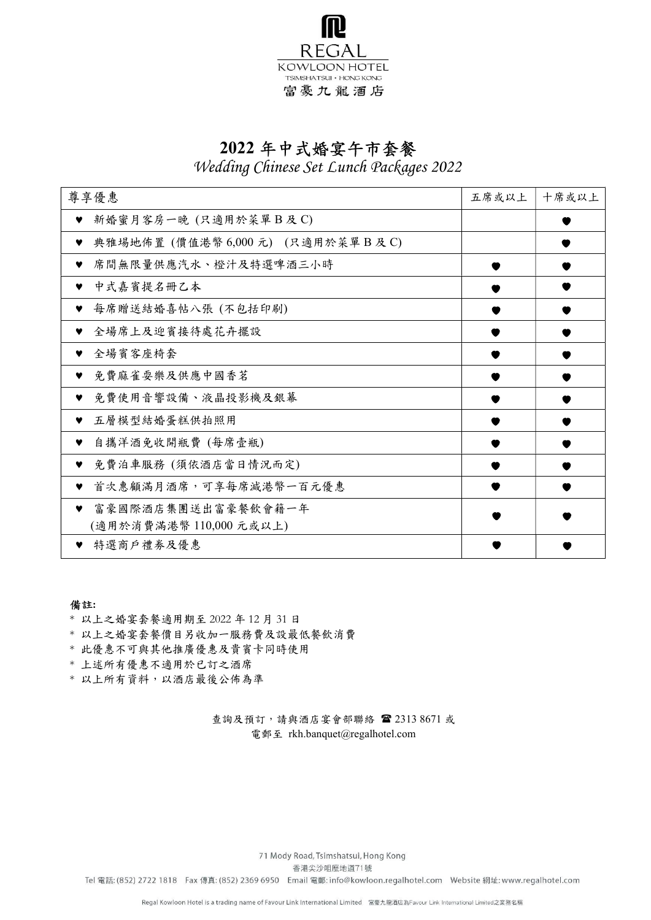REGAL
KOWLOON HOTEL
TSIMSHATSUI · HONG KONG
富豪九龍酒店

# 2022 年中式婚宴午市套餐

*Wedding Chinese Set Lunch Packages 2022*

| 尊享優惠 | 五席或以上 | 十席或以上 |
|---|---|---|
| ♥ 新婚蜜月客房一晚 (只適用於菜單 B 及 C) | | ● |
| ♥ 典雅場地佈置 (價值港幣 6,000 元) (只適用於菜單 B 及 C) | | ● |
| ♥ 席間無限量供應汽水、橙汁及特選啤酒三小時 | ● | ● |
| ♥ 中式嘉賓提名冊乙本 | ● | ● |
| ♥ 每席贈送結婚喜帖八張 (不包括印刷) | ● | ● |
| ♥ 全場席上及迎賓接待處花卉擺設 | ● | ● |
| ♥ 全場賓客座椅套 | ● | ● |
| ♥ 免費麻雀耍樂及供應中國香茗 | ● | ● |
| ♥ 免費使用音響設備、液晶投影機及銀幕 | ● | ● |
| ♥ 五層模型結婚蛋糕供拍照用 | ● | ● |
| ♥ 自攜洋酒免收開瓶費 (每席壹瓶) | ● | ● |
| ♥ 免費泊車服務 (須依酒店當日情況而定) | ● | ● |
| ♥ 首次惠顧滿月酒席，可享每席減港幣一百元優惠 | ● | ● |
| ♥ 富豪國際酒店集團送出富豪餐飲會籍一年 (適用於消費滿港幣 110,000 元或以上) | ● | ● |
| ♥ 特選商戶禮券及優惠 | ● | ● |

**備註:**

* 以上之婚宴套餐適用期至 2022 年 12 月 31 日
* 以上之婚宴套餐價目另收加一服務費及設最低餐飲消費
* 此優惠不可與其他推廣優惠及貴賓卡同時使用
* 上述所有優惠不適用於已訂之酒席
* 以上所有資料，以酒店最後公佈為準

查詢及預訂，請與酒店宴會部聯絡 ☎ 2313 8671 或
電郵至 rkh.banquet@regalhotel.com

71 Mody Road, Tsimshatsui, Hong Kong
香港尖沙咀麼地道71號
Tel 電話: (852) 2722 1818 Fax 傳真: (852) 2369 6950 Email 電郵: info@kowloon.regalhotel.com Website 網址: www.regalhotel.com

Regal Kowloon Hotel is a trading name of Favour Link International Limited 富豪九龍酒店為Favour Link International Limited之業務名稱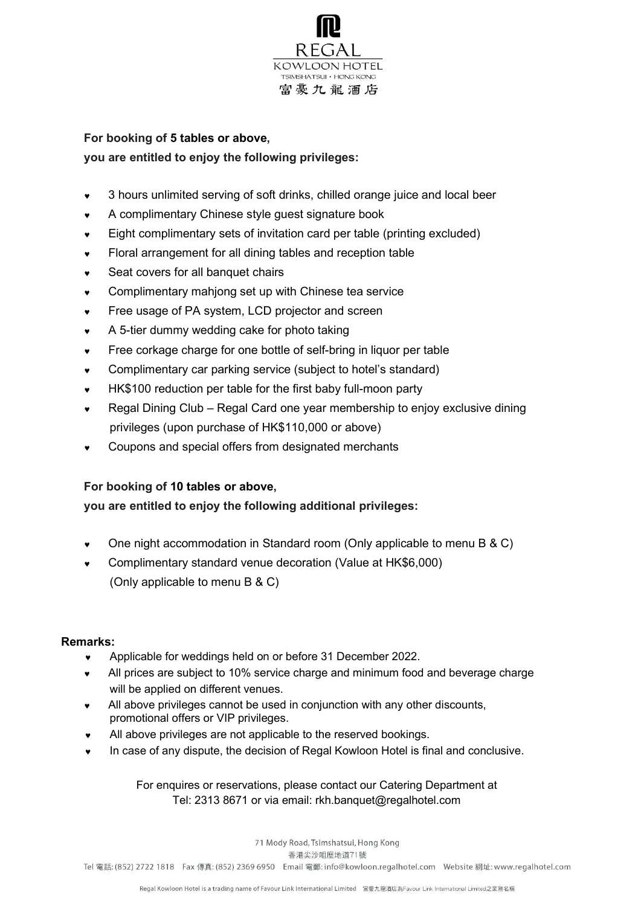**For booking of 5 tables or above,**
**you are entitled to enjoy the following privileges:**

- 3 hours unlimited serving of soft drinks, chilled orange juice and local beer
- A complimentary Chinese style guest signature book
- Eight complimentary sets of invitation card per table (printing excluded)
- Floral arrangement for all dining tables and reception table
- Seat covers for all banquet chairs
- Complimentary mahjong set up with Chinese tea service
- Free usage of PA system, LCD projector and screen
- A 5-tier dummy wedding cake for photo taking
- Free corkage charge for one bottle of self-bring in liquor per table
- Complimentary car parking service (subject to hotel's standard)
- HK$100 reduction per table for the first baby full-moon party
- Regal Dining Club – Regal Card one year membership to enjoy exclusive dining privileges (upon purchase of HK$110,000 or above)
- Coupons and special offers from designated merchants

**For booking of 10 tables or above,**
**you are entitled to enjoy the following additional privileges:**

- One night accommodation in Standard room (Only applicable to menu B & C)
- Complimentary standard venue decoration (Value at HK$6,000) (Only applicable to menu B & C)

**Remarks:**

- Applicable for weddings held on or before 31 December 2022.
- All prices are subject to 10% service charge and minimum food and beverage charge will be applied on different venues.
- All above privileges cannot be used in conjunction with any other discounts, promotional offers or VIP privileges.
- All above privileges are not applicable to the reserved bookings.
- In case of any dispute, the decision of Regal Kowloon Hotel is final and conclusive.

For enquires or reservations, please contact our Catering Department at
Tel: 2313 8671 or via email: rkh.banquet@regalhotel.com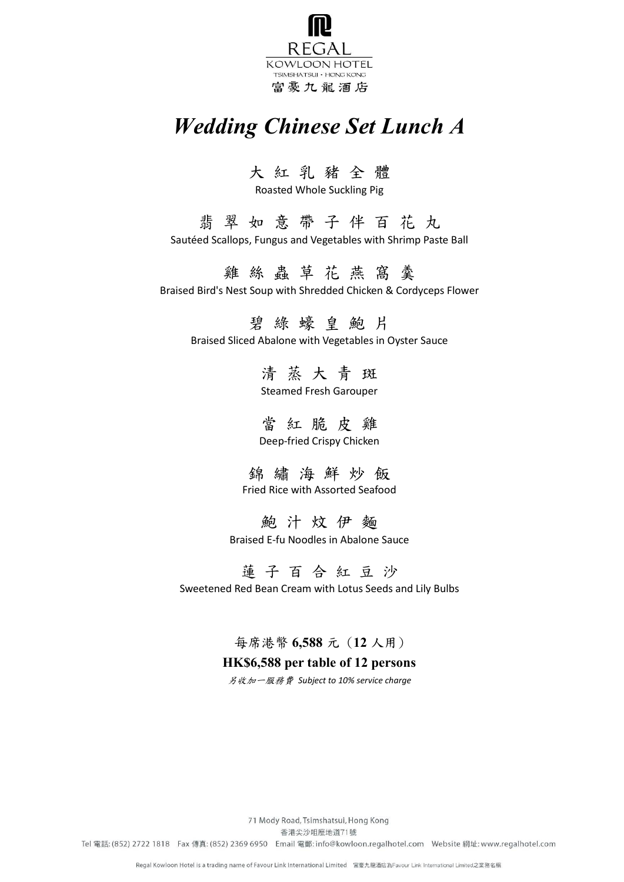REGAL
KOWLOON HOTEL
TSIMSHATSUI · HONG KONG
富豪九龍酒店

# *Wedding Chinese Set Lunch A*

大 紅 乳 豬 全 體
Roasted Whole Suckling Pig

翡 翠 如 意 帶 子 伴 百 花 丸
Sautéed Scallops, Fungus and Vegetables with Shrimp Paste Ball

雞 絲 蟲 草 花 燕 窩 羹
Braised Bird's Nest Soup with Shredded Chicken & Cordyceps Flower

碧 綠 蠔 皇 鮑 片
Braised Sliced Abalone with Vegetables in Oyster Sauce

清 蒸 大 青 斑
Steamed Fresh Garouper

當 紅 脆 皮 雞
Deep-fried Crispy Chicken

錦 繡 海 鮮 炒 飯
Fried Rice with Assorted Seafood

鮑 汁 炆 伊 麵
Braised E-fu Noodles in Abalone Sauce

蓮 子 百 合 紅 豆 沙
Sweetened Red Bean Cream with Lotus Seeds and Lily Bulbs

每席港幣 **6,588** 元（**12** 人用）

**HK$6,588 per table of 12 persons**

*另收加一服務費 Subject to 10% service charge*

71 Mody Road, Tsimshatsui, Hong Kong
香港尖沙咀麼地道71號
Tel 電話: (852) 2722 1818 Fax 傳真: (852) 2369 6950 Email 電郵: info@kowloon.regalhotel.com Website 網址: www.regalhotel.com

Regal Kowloon Hotel is a trading name of Favour Link International Limited 富豪九龍酒店為Favour Link International Limited之業務名稱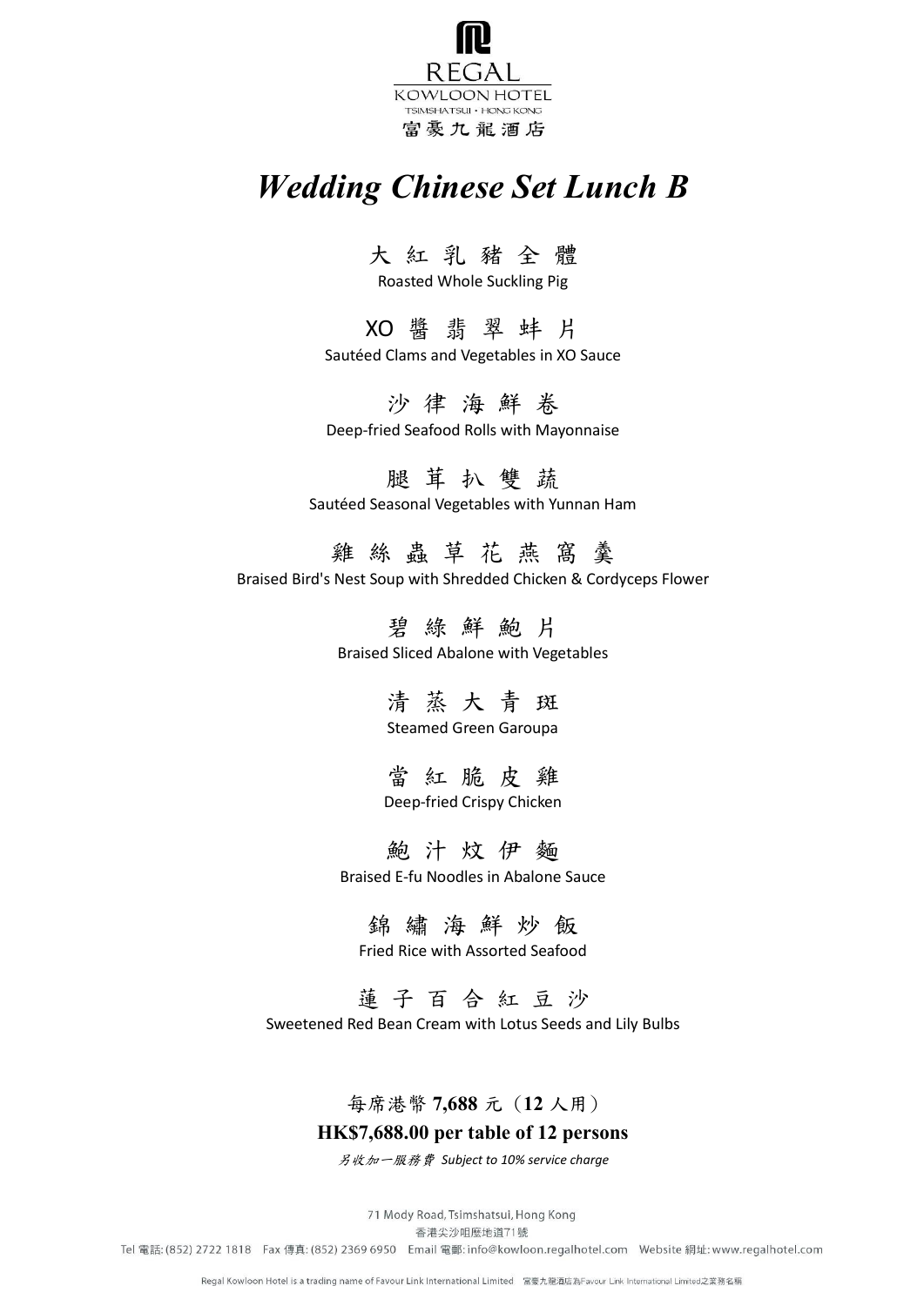REGAL

KOWLOON HOTEL

TSIMSHATSUI • HONG KONG

富豪九龍酒店

# *Wedding Chinese Set Lunch B*

大 紅 乳 豬 全 體

Roasted Whole Suckling Pig

XO 醬 翡 翠 蚌 片

Sautéed Clams and Vegetables in XO Sauce

沙 律 海 鮮 卷

Deep-fried Seafood Rolls with Mayonnaise

腿 茸 扒 雙 蔬

Sautéed Seasonal Vegetables with Yunnan Ham

雞 絲 蟲 草 花 燕 窩 羹

Braised Bird's Nest Soup with Shredded Chicken & Cordyceps Flower

碧 綠 鮮 鮑 片

Braised Sliced Abalone with Vegetables

清 蒸 大 青 斑

Steamed Green Garoupa

當 紅 脆 皮 雞

Deep-fried Crispy Chicken

鮑 汁 炆 伊 麵

Braised E-fu Noodles in Abalone Sauce

錦 繡 海 鮮 炒 飯

Fried Rice with Assorted Seafood

蓮 子 百 合 紅 豆 沙

Sweetened Red Bean Cream with Lotus Seeds and Lily Bulbs

每席港幣 **7,688** 元（**12** 人用）

**HK$7,688.00 per table of 12 persons**

*另收加一服務費 Subject to 10% service charge*

71 Mody Road, Tsimshatsui, Hong Kong

香港尖沙咀麼地道71號

Tel 電話: (852) 2722 1818 Fax 傳真: (852) 2369 6950 Email 電郵: info@kowloon.regalhotel.com Website 網址: www.regalhotel.com

Regal Kowloon Hotel is a trading name of Favour Link International Limited 富豪九龍酒店為Favour Link International Limited之業務名稱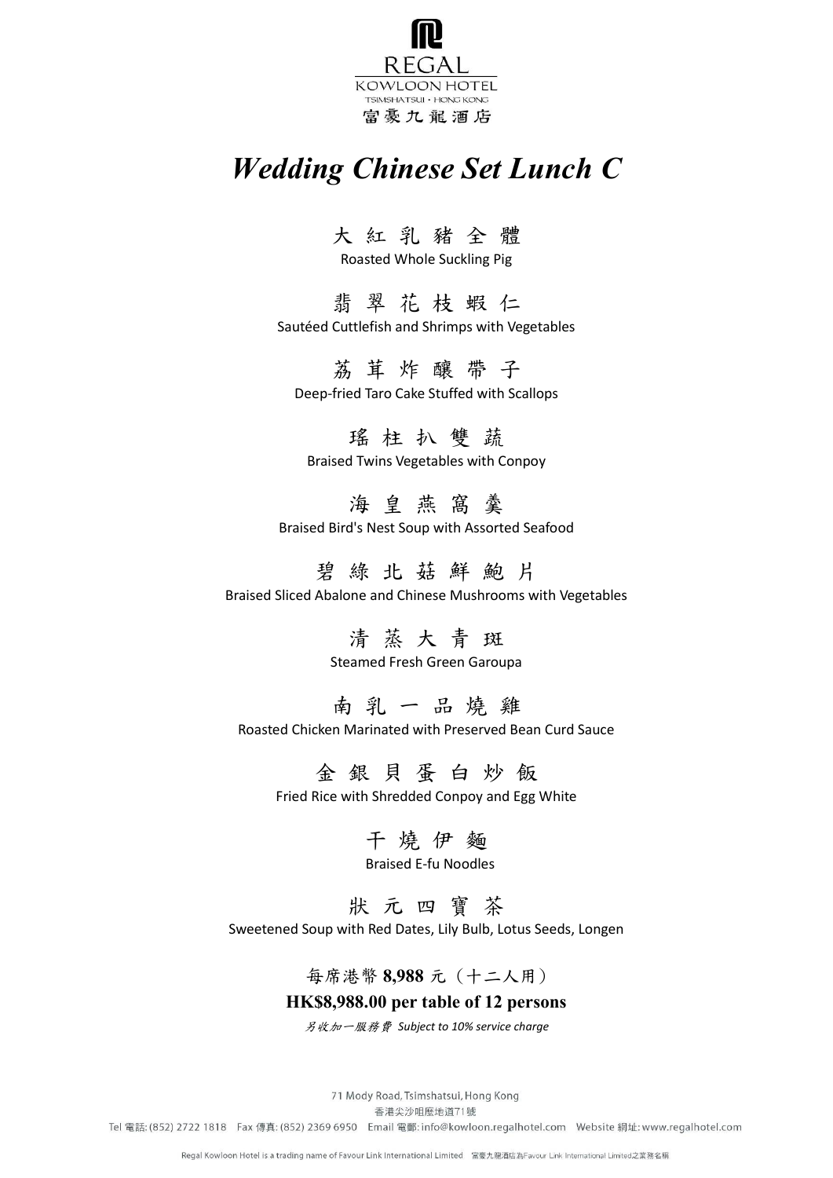REGAL
KOWLOON HOTEL
TSIMSHATSUI · HONG KONG
富豪九龍酒店

# *Wedding Chinese Set Lunch C*

大 紅 乳 豬 全 體
Roasted Whole Suckling Pig

翡 翠 花 枝 蝦 仁
Sautéed Cuttlefish and Shrimps with Vegetables

荔 茸 炸 釀 帶 子
Deep-fried Taro Cake Stuffed with Scallops

瑤 柱 扒 雙 蔬
Braised Twins Vegetables with Conpoy

海 皇 燕 窩 羹
Braised Bird's Nest Soup with Assorted Seafood

碧 綠 北 菇 鮮 鮑 片
Braised Sliced Abalone and Chinese Mushrooms with Vegetables

清 蒸 大 青 斑
Steamed Fresh Green Garoupa

南 乳 一 品 燒 雞
Roasted Chicken Marinated with Preserved Bean Curd Sauce

金 銀 貝 蛋 白 炒 飯
Fried Rice with Shredded Conpoy and Egg White

干 燒 伊 麵
Braised E-fu Noodles

狀 元 四 寶 茶
Sweetened Soup with Red Dates, Lily Bulb, Lotus Seeds, Longen

每席港幣 **8,988** 元（十二人用）

**HK$8,988.00 per table of 12 persons**

*另收加一服務費 Subject to 10% service charge*

71 Mody Road, Tsimshatsui, Hong Kong
香港尖沙咀麼地道71號
Tel 電話: (852) 2722 1818 Fax 傳真: (852) 2369 6950 Email 電郵: info@kowloon.regalhotel.com Website 網址: www.regalhotel.com

Regal Kowloon Hotel is a trading name of Favour Link International Limited 富豪九龍酒店為Favour Link International Limited之業務名稱